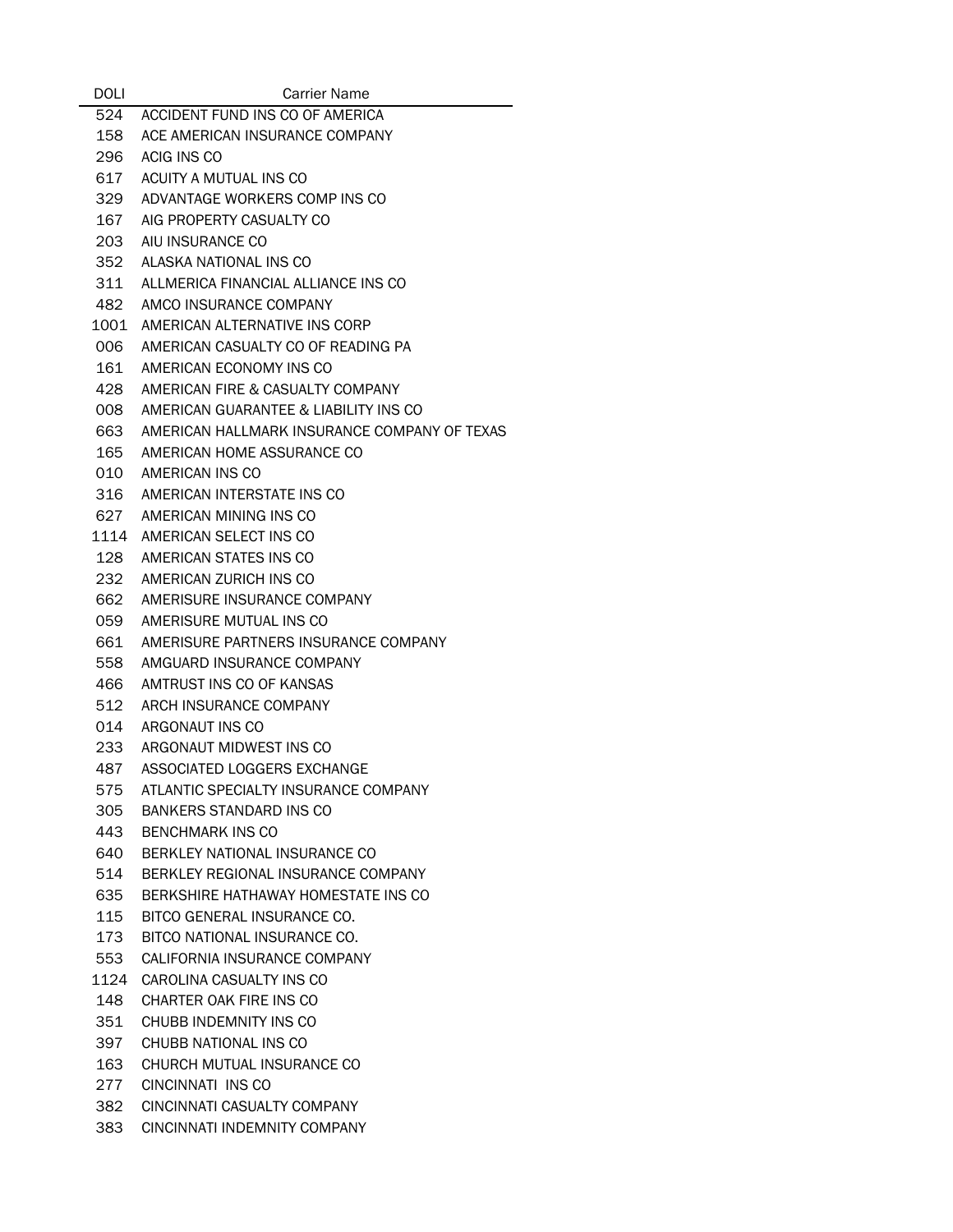| DOLI | Carrier Name |
|---|---|
| 524 | ACCIDENT FUND INS CO OF AMERICA |
| 158 | ACE AMERICAN INSURANCE COMPANY |
| 296 | ACIG INS CO |
| 617 | ACUITY A MUTUAL INS CO |
| 329 | ADVANTAGE WORKERS COMP INS CO |
| 167 | AIG PROPERTY CASUALTY CO |
| 203 | AIU INSURANCE CO |
| 352 | ALASKA NATIONAL INS CO |
| 311 | ALLMERICA FINANCIAL ALLIANCE INS CO |
| 482 | AMCO INSURANCE COMPANY |
| 1001 | AMERICAN ALTERNATIVE INS CORP |
| 006 | AMERICAN CASUALTY CO OF READING PA |
| 161 | AMERICAN ECONOMY INS CO |
| 428 | AMERICAN FIRE & CASUALTY COMPANY |
| 008 | AMERICAN GUARANTEE & LIABILITY INS CO |
| 663 | AMERICAN HALLMARK INSURANCE COMPANY OF TEXAS |
| 165 | AMERICAN HOME ASSURANCE CO |
| 010 | AMERICAN INS CO |
| 316 | AMERICAN INTERSTATE INS CO |
| 627 | AMERICAN MINING INS CO |
| 1114 | AMERICAN SELECT INS CO |
| 128 | AMERICAN STATES INS CO |
| 232 | AMERICAN ZURICH INS CO |
| 662 | AMERISURE INSURANCE COMPANY |
| 059 | AMERISURE MUTUAL INS CO |
| 661 | AMERISURE PARTNERS INSURANCE COMPANY |
| 558 | AMGUARD INSURANCE COMPANY |
| 466 | AMTRUST INS CO OF KANSAS |
| 512 | ARCH INSURANCE COMPANY |
| 014 | ARGONAUT INS CO |
| 233 | ARGONAUT MIDWEST INS CO |
| 487 | ASSOCIATED LOGGERS EXCHANGE |
| 575 | ATLANTIC SPECIALTY INSURANCE COMPANY |
| 305 | BANKERS STANDARD INS CO |
| 443 | BENCHMARK INS CO |
| 640 | BERKLEY NATIONAL INSURANCE CO |
| 514 | BERKLEY REGIONAL INSURANCE COMPANY |
| 635 | BERKSHIRE HATHAWAY HOMESTATE INS CO |
| 115 | BITCO GENERAL INSURANCE CO. |
| 173 | BITCO NATIONAL INSURANCE CO. |
| 553 | CALIFORNIA INSURANCE COMPANY |
| 1124 | CAROLINA CASUALTY INS CO |
| 148 | CHARTER OAK FIRE INS CO |
| 351 | CHUBB INDEMNITY INS CO |
| 397 | CHUBB NATIONAL INS CO |
| 163 | CHURCH MUTUAL INSURANCE CO |
| 277 | CINCINNATI  INS CO |
| 382 | CINCINNATI CASUALTY COMPANY |
| 383 | CINCINNATI INDEMNITY COMPANY |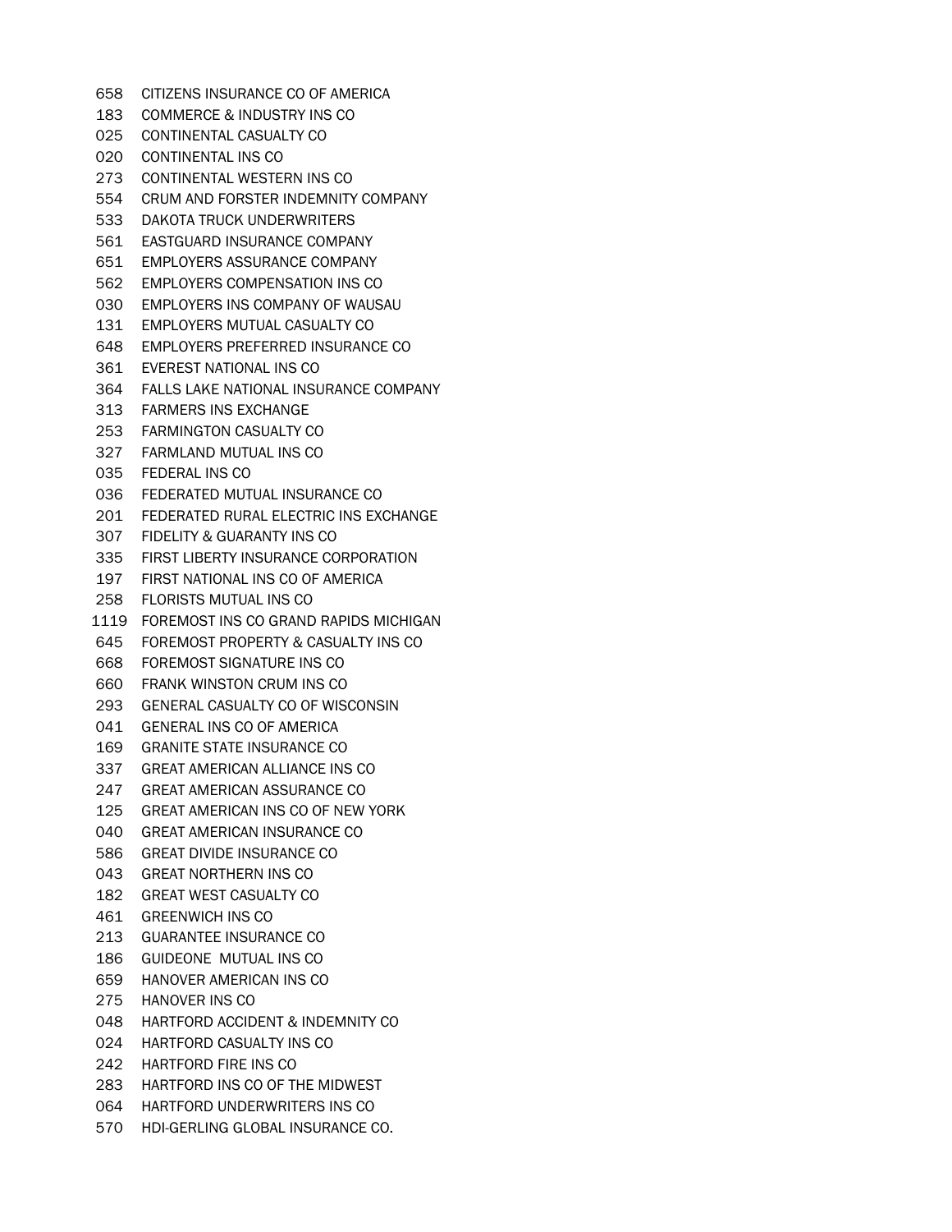| | |
|---|---|
| 658 | CITIZENS INSURANCE CO OF AMERICA |
| 183 | COMMERCE & INDUSTRY INS CO |
| 025 | CONTINENTAL CASUALTY CO |
| 020 | CONTINENTAL INS CO |
| 273 | CONTINENTAL WESTERN INS CO |
| 554 | CRUM AND FORSTER INDEMNITY COMPANY |
| 533 | DAKOTA TRUCK UNDERWRITERS |
| 561 | EASTGUARD INSURANCE COMPANY |
| 651 | EMPLOYERS ASSURANCE COMPANY |
| 562 | EMPLOYERS COMPENSATION INS CO |
| 030 | EMPLOYERS INS COMPANY OF WAUSAU |
| 131 | EMPLOYERS MUTUAL CASUALTY CO |
| 648 | EMPLOYERS PREFERRED INSURANCE CO |
| 361 | EVEREST NATIONAL INS CO |
| 364 | FALLS LAKE NATIONAL INSURANCE COMPANY |
| 313 | FARMERS INS EXCHANGE |
| 253 | FARMINGTON CASUALTY CO |
| 327 | FARMLAND MUTUAL INS CO |
| 035 | FEDERAL INS CO |
| 036 | FEDERATED MUTUAL INSURANCE CO |
| 201 | FEDERATED RURAL ELECTRIC INS EXCHANGE |
| 307 | FIDELITY & GUARANTY INS CO |
| 335 | FIRST LIBERTY INSURANCE CORPORATION |
| 197 | FIRST NATIONAL INS CO OF AMERICA |
| 258 | FLORISTS MUTUAL INS CO |
| 1119 | FOREMOST INS CO GRAND RAPIDS MICHIGAN |
| 645 | FOREMOST PROPERTY & CASUALTY INS CO |
| 668 | FOREMOST SIGNATURE INS CO |
| 660 | FRANK WINSTON CRUM INS CO |
| 293 | GENERAL CASUALTY CO OF WISCONSIN |
| 041 | GENERAL INS CO OF AMERICA |
| 169 | GRANITE STATE INSURANCE CO |
| 337 | GREAT AMERICAN ALLIANCE INS CO |
| 247 | GREAT AMERICAN ASSURANCE CO |
| 125 | GREAT AMERICAN INS CO OF NEW YORK |
| 040 | GREAT AMERICAN INSURANCE CO |
| 586 | GREAT DIVIDE INSURANCE CO |
| 043 | GREAT NORTHERN INS CO |
| 182 | GREAT WEST CASUALTY CO |
| 461 | GREENWICH INS CO |
| 213 | GUARANTEE INSURANCE CO |
| 186 | GUIDEONE MUTUAL INS CO |
| 659 | HANOVER AMERICAN INS CO |
| 275 | HANOVER INS CO |
| 048 | HARTFORD ACCIDENT & INDEMNITY CO |
| 024 | HARTFORD CASUALTY INS CO |
| 242 | HARTFORD FIRE INS CO |
| 283 | HARTFORD INS CO OF THE MIDWEST |
| 064 | HARTFORD UNDERWRITERS INS CO |
| 570 | HDI-GERLING GLOBAL INSURANCE CO. |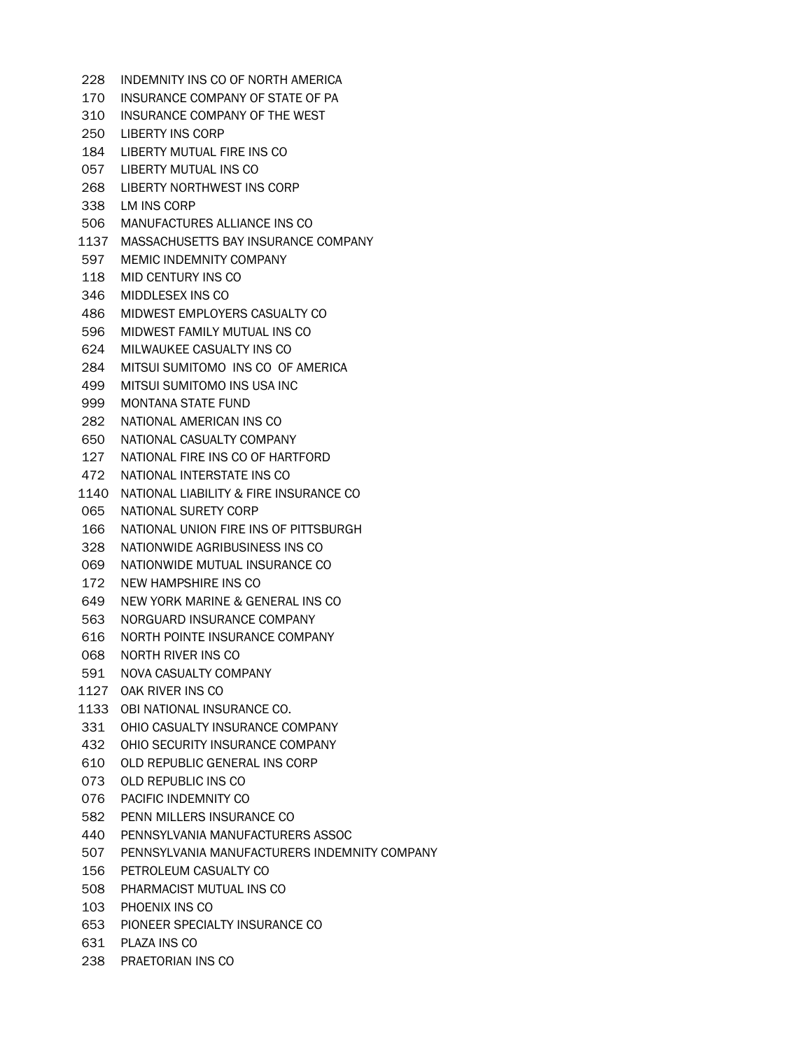| | |
|---|---|
| 228 | INDEMNITY INS CO OF NORTH AMERICA |
| 170 | INSURANCE COMPANY OF STATE OF PA |
| 310 | INSURANCE COMPANY OF THE WEST |
| 250 | LIBERTY INS CORP |
| 184 | LIBERTY MUTUAL FIRE INS CO |
| 057 | LIBERTY MUTUAL INS CO |
| 268 | LIBERTY NORTHWEST INS CORP |
| 338 | LM INS CORP |
| 506 | MANUFACTURES ALLIANCE INS CO |
| 1137 | MASSACHUSETTS BAY INSURANCE COMPANY |
| 597 | MEMIC INDEMNITY COMPANY |
| 118 | MID CENTURY INS CO |
| 346 | MIDDLESEX INS CO |
| 486 | MIDWEST EMPLOYERS CASUALTY CO |
| 596 | MIDWEST FAMILY MUTUAL INS CO |
| 624 | MILWAUKEE CASUALTY INS CO |
| 284 | MITSUI SUMITOMO INS CO OF AMERICA |
| 499 | MITSUI SUMITOMO INS USA INC |
| 999 | MONTANA STATE FUND |
| 282 | NATIONAL AMERICAN INS CO |
| 650 | NATIONAL CASUALTY COMPANY |
| 127 | NATIONAL FIRE INS CO OF HARTFORD |
| 472 | NATIONAL INTERSTATE INS CO |
| 1140 | NATIONAL LIABILITY & FIRE INSURANCE CO |
| 065 | NATIONAL SURETY CORP |
| 166 | NATIONAL UNION FIRE INS OF PITTSBURGH |
| 328 | NATIONWIDE AGRIBUSINESS INS CO |
| 069 | NATIONWIDE MUTUAL INSURANCE CO |
| 172 | NEW HAMPSHIRE INS CO |
| 649 | NEW YORK MARINE & GENERAL INS CO |
| 563 | NORGUARD INSURANCE COMPANY |
| 616 | NORTH POINTE INSURANCE COMPANY |
| 068 | NORTH RIVER INS CO |
| 591 | NOVA CASUALTY COMPANY |
| 1127 | OAK RIVER INS CO |
| 1133 | OBI NATIONAL INSURANCE CO. |
| 331 | OHIO CASUALTY INSURANCE COMPANY |
| 432 | OHIO SECURITY INSURANCE COMPANY |
| 610 | OLD REPUBLIC GENERAL INS CORP |
| 073 | OLD REPUBLIC INS CO |
| 076 | PACIFIC INDEMNITY CO |
| 582 | PENN MILLERS INSURANCE CO |
| 440 | PENNSYLVANIA MANUFACTURERS ASSOC |
| 507 | PENNSYLVANIA MANUFACTURERS INDEMNITY COMPANY |
| 156 | PETROLEUM CASUALTY CO |
| 508 | PHARMACIST MUTUAL INS CO |
| 103 | PHOENIX INS CO |
| 653 | PIONEER SPECIALTY INSURANCE CO |
| 631 | PLAZA INS CO |
| 238 | PRAETORIAN INS CO |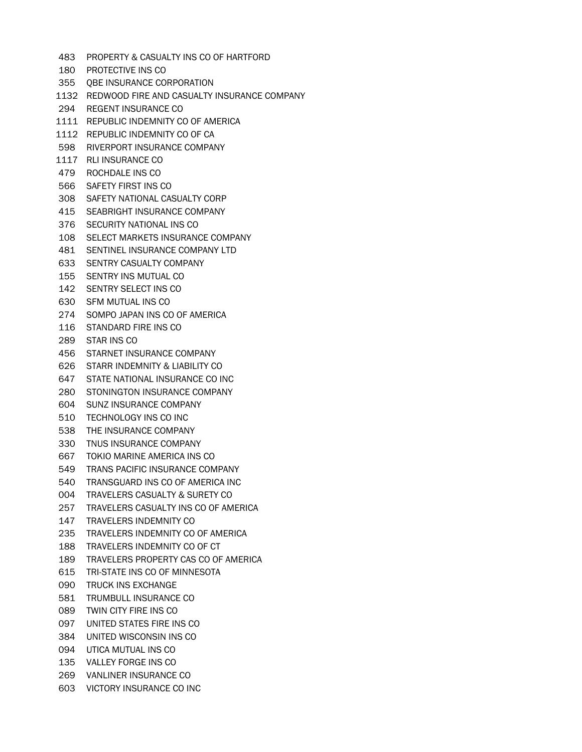483 PROPERTY & CASUALTY INS CO OF HARTFORD
180 PROTECTIVE INS CO
355 QBE INSURANCE CORPORATION
1132 REDWOOD FIRE AND CASUALTY INSURANCE COMPANY
294 REGENT INSURANCE CO
1111 REPUBLIC INDEMNITY CO OF AMERICA
1112 REPUBLIC INDEMNITY CO OF CA
598 RIVERPORT INSURANCE COMPANY
1117 RLI INSURANCE CO
479 ROCHDALE INS CO
566 SAFETY FIRST INS CO
308 SAFETY NATIONAL CASUALTY CORP
415 SEABRIGHT INSURANCE COMPANY
376 SECURITY NATIONAL INS CO
108 SELECT MARKETS INSURANCE COMPANY
481 SENTINEL INSURANCE COMPANY LTD
633 SENTRY CASUALTY COMPANY
155 SENTRY INS MUTUAL CO
142 SENTRY SELECT INS CO
630 SFM MUTUAL INS CO
274 SOMPO JAPAN INS CO OF AMERICA
116 STANDARD FIRE INS CO
289 STAR INS CO
456 STARNET INSURANCE COMPANY
626 STARR INDEMNITY & LIABILITY CO
647 STATE NATIONAL INSURANCE CO INC
280 STONINGTON INSURANCE COMPANY
604 SUNZ INSURANCE COMPANY
510 TECHNOLOGY INS CO INC
538 THE INSURANCE COMPANY
330 TNUS INSURANCE COMPANY
667 TOKIO MARINE AMERICA INS CO
549 TRANS PACIFIC INSURANCE COMPANY
540 TRANSGUARD INS CO OF AMERICA INC
004 TRAVELERS CASUALTY & SURETY CO
257 TRAVELERS CASUALTY INS CO OF AMERICA
147 TRAVELERS INDEMNITY CO
235 TRAVELERS INDEMNITY CO OF AMERICA
188 TRAVELERS INDEMNITY CO OF CT
189 TRAVELERS PROPERTY CAS CO OF AMERICA
615 TRI-STATE INS CO OF MINNESOTA
090 TRUCK INS EXCHANGE
581 TRUMBULL INSURANCE CO
089 TWIN CITY FIRE INS CO
097 UNITED STATES FIRE INS CO
384 UNITED WISCONSIN INS CO
094 UTICA MUTUAL INS CO
135 VALLEY FORGE INS CO
269 VANLINER INSURANCE CO
603 VICTORY INSURANCE CO INC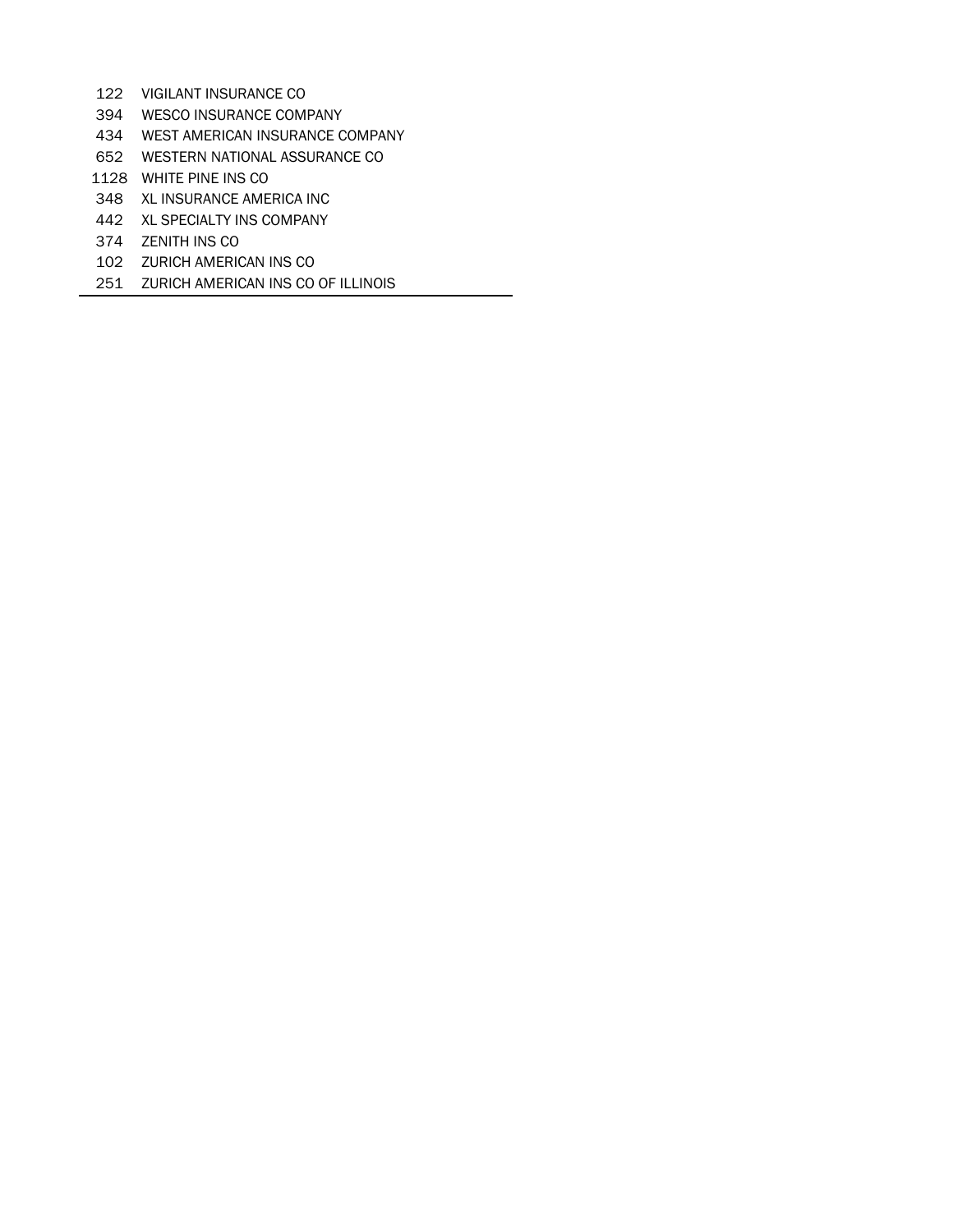| | |
|---|---|
| 122 | VIGILANT INSURANCE CO |
| 394 | WESCO INSURANCE COMPANY |
| 434 | WEST AMERICAN INSURANCE COMPANY |
| 652 | WESTERN NATIONAL ASSURANCE CO |
| 1128 | WHITE PINE INS CO |
| 348 | XL INSURANCE AMERICA INC |
| 442 | XL SPECIALTY INS COMPANY |
| 374 | ZENITH INS CO |
| 102 | ZURICH AMERICAN INS CO |
| 251 | ZURICH AMERICAN INS CO OF ILLINOIS |